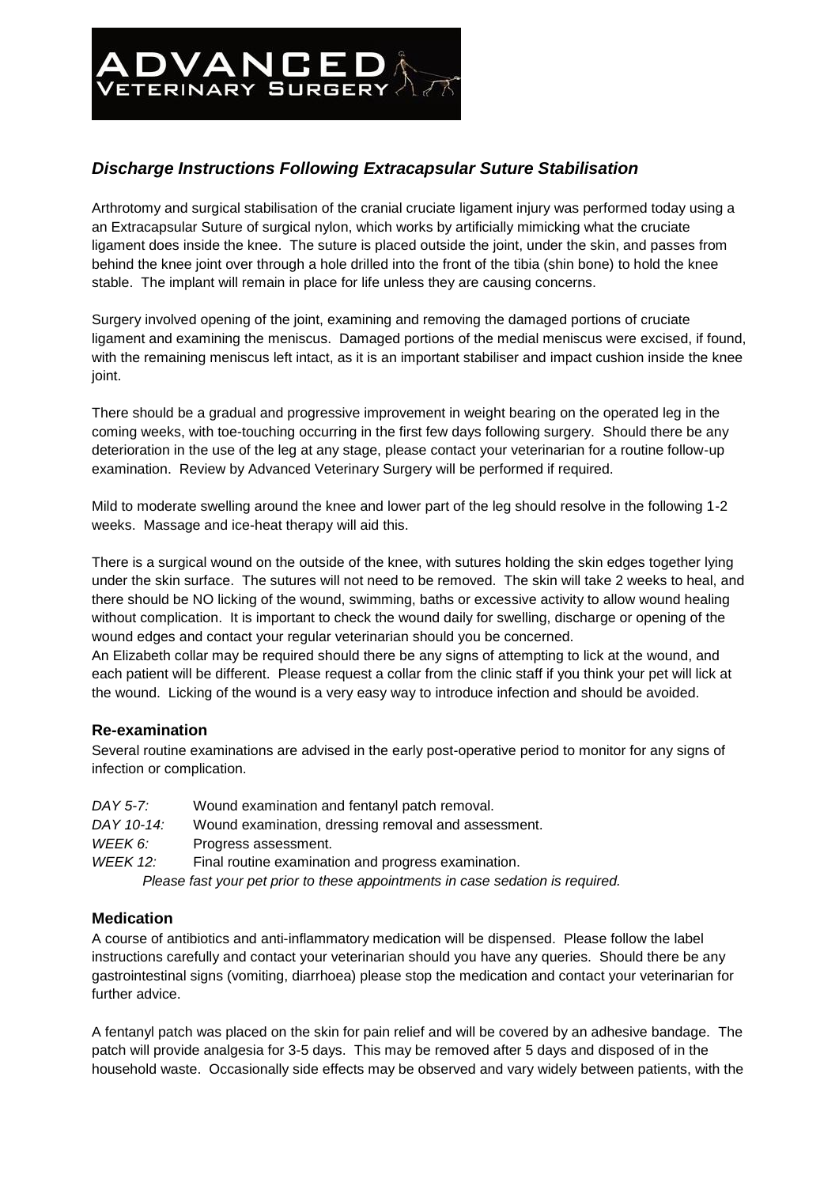ADVANCED VETERINARY SURGERY

## *Discharge Instructions Following Extracapsular Suture Stabilisation*

Arthrotomy and surgical stabilisation of the cranial cruciate ligament injury was performed today using a an Extracapsular Suture of surgical nylon, which works by artificially mimicking what the cruciate ligament does inside the knee. The suture is placed outside the joint, under the skin, and passes from behind the knee joint over through a hole drilled into the front of the tibia (shin bone) to hold the knee stable. The implant will remain in place for life unless they are causing concerns.

Surgery involved opening of the joint, examining and removing the damaged portions of cruciate ligament and examining the meniscus. Damaged portions of the medial meniscus were excised, if found, with the remaining meniscus left intact, as it is an important stabiliser and impact cushion inside the knee joint.

There should be a gradual and progressive improvement in weight bearing on the operated leg in the coming weeks, with toe-touching occurring in the first few days following surgery. Should there be any deterioration in the use of the leg at any stage, please contact your veterinarian for a routine follow-up examination. Review by Advanced Veterinary Surgery will be performed if required.

Mild to moderate swelling around the knee and lower part of the leg should resolve in the following 1-2 weeks. Massage and ice-heat therapy will aid this.

There is a surgical wound on the outside of the knee, with sutures holding the skin edges together lying under the skin surface. The sutures will not need to be removed. The skin will take 2 weeks to heal, and there should be NO licking of the wound, swimming, baths or excessive activity to allow wound healing without complication. It is important to check the wound daily for swelling, discharge or opening of the wound edges and contact your regular veterinarian should you be concerned.
An Elizabeth collar may be required should there be any signs of attempting to lick at the wound, and each patient will be different. Please request a collar from the clinic staff if you think your pet will lick at the wound. Licking of the wound is a very easy way to introduce infection and should be avoided.

### Re-examination

Several routine examinations are advised in the early post-operative period to monitor for any signs of infection or complication.

*DAY 5-7:* Wound examination and fentanyl patch removal.
*DAY 10-14:* Wound examination, dressing removal and assessment.
*WEEK 6:* Progress assessment.
*WEEK 12:* Final routine examination and progress examination.

*Please fast your pet prior to these appointments in case sedation is required.*

### Medication

A course of antibiotics and anti-inflammatory medication will be dispensed. Please follow the label instructions carefully and contact your veterinarian should you have any queries. Should there be any gastrointestinal signs (vomiting, diarrhoea) please stop the medication and contact your veterinarian for further advice.

A fentanyl patch was placed on the skin for pain relief and will be covered by an adhesive bandage. The patch will provide analgesia for 3-5 days. This may be removed after 5 days and disposed of in the household waste. Occasionally side effects may be observed and vary widely between patients, with the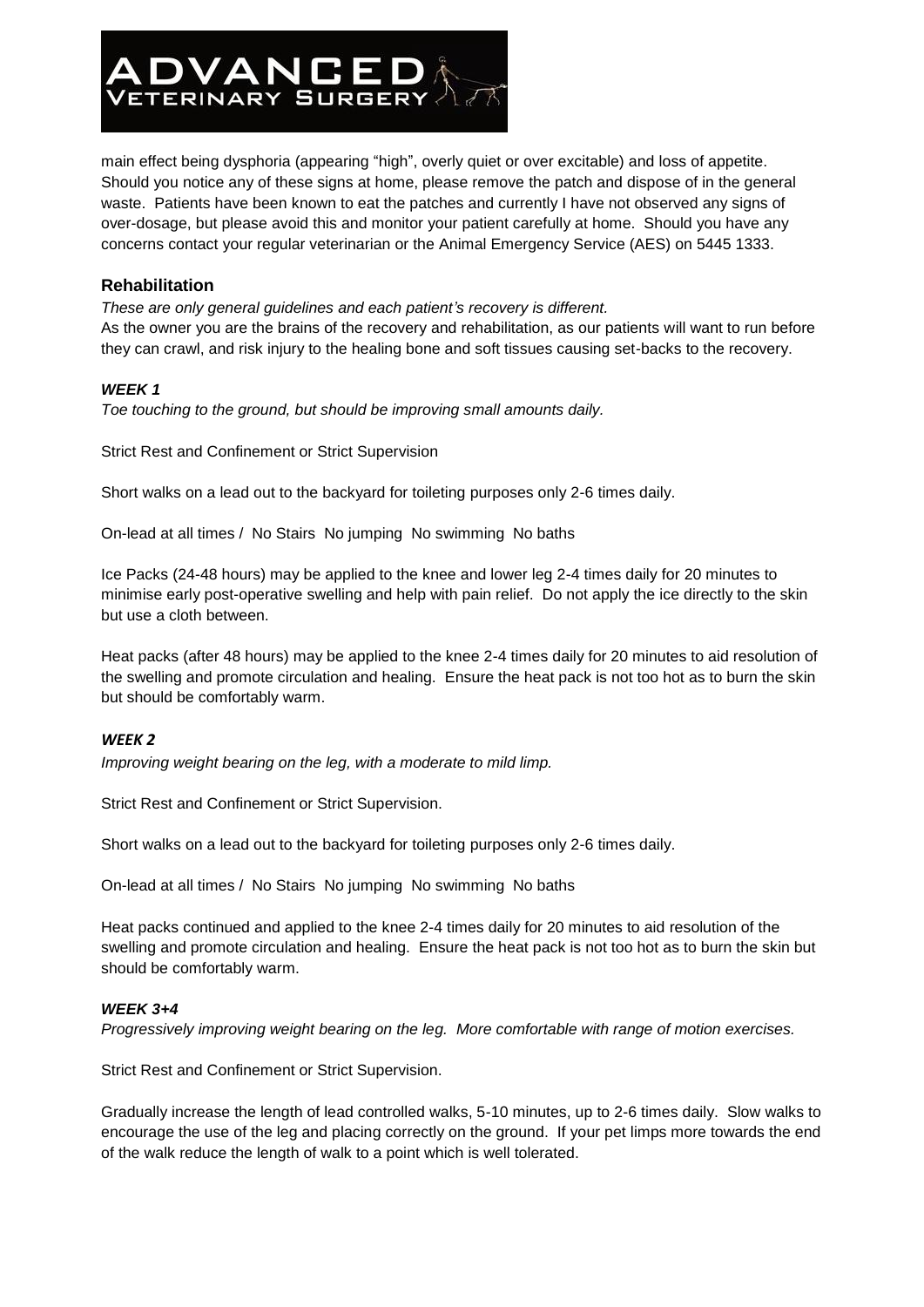main effect being dysphoria (appearing "high", overly quiet or over excitable) and loss of appetite. Should you notice any of these signs at home, please remove the patch and dispose of in the general waste. Patients have been known to eat the patches and currently I have not observed any signs of over-dosage, but please avoid this and monitor your patient carefully at home. Should you have any concerns contact your regular veterinarian or the Animal Emergency Service (AES) on 5445 1333.

## Rehabilitation

*These are only general guidelines and each patient's recovery is different.*

As the owner you are the brains of the recovery and rehabilitation, as our patients will want to run before they can crawl, and risk injury to the healing bone and soft tissues causing set-backs to the recovery.

### *WEEK 1*

*Toe touching to the ground, but should be improving small amounts daily.*

Strict Rest and Confinement or Strict Supervision

Short walks on a lead out to the backyard for toileting purposes only 2-6 times daily.

On-lead at all times / No Stairs No jumping No swimming No baths

Ice Packs (24-48 hours) may be applied to the knee and lower leg 2-4 times daily for 20 minutes to minimise early post-operative swelling and help with pain relief. Do not apply the ice directly to the skin but use a cloth between.

Heat packs (after 48 hours) may be applied to the knee 2-4 times daily for 20 minutes to aid resolution of the swelling and promote circulation and healing. Ensure the heat pack is not too hot as to burn the skin but should be comfortably warm.

### *WEEK 2*

*Improving weight bearing on the leg, with a moderate to mild limp.*

Strict Rest and Confinement or Strict Supervision.

Short walks on a lead out to the backyard for toileting purposes only 2-6 times daily.

On-lead at all times / No Stairs No jumping No swimming No baths

Heat packs continued and applied to the knee 2-4 times daily for 20 minutes to aid resolution of the swelling and promote circulation and healing. Ensure the heat pack is not too hot as to burn the skin but should be comfortably warm.

### *WEEK 3+4*

*Progressively improving weight bearing on the leg. More comfortable with range of motion exercises.*

Strict Rest and Confinement or Strict Supervision.

Gradually increase the length of lead controlled walks, 5-10 minutes, up to 2-6 times daily. Slow walks to encourage the use of the leg and placing correctly on the ground. If your pet limps more towards the end of the walk reduce the length of walk to a point which is well tolerated.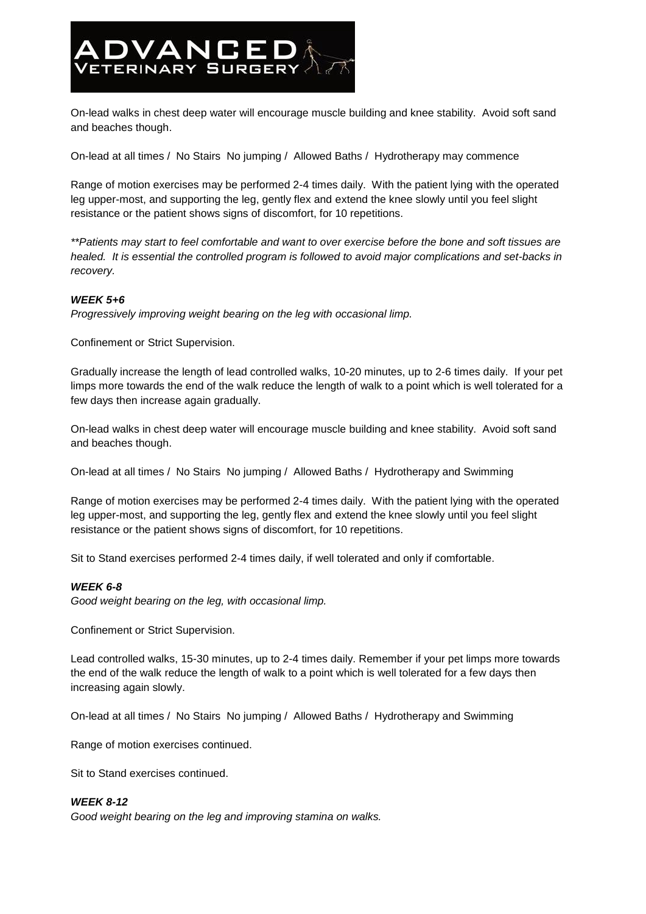On-lead walks in chest deep water will encourage muscle building and knee stability. Avoid soft sand and beaches though.

On-lead at all times / No Stairs No jumping / Allowed Baths / Hydrotherapy may commence

Range of motion exercises may be performed 2-4 times daily. With the patient lying with the operated leg upper-most, and supporting the leg, gently flex and extend the knee slowly until you feel slight resistance or the patient shows signs of discomfort, for 10 repetitions.

*\*\*Patients may start to feel comfortable and want to over exercise before the bone and soft tissues are healed. It is essential the controlled program is followed to avoid major complications and set-backs in recovery.*

***WEEK 5+6***

*Progressively improving weight bearing on the leg with occasional limp.*

Confinement or Strict Supervision.

Gradually increase the length of lead controlled walks, 10-20 minutes, up to 2-6 times daily. If your pet limps more towards the end of the walk reduce the length of walk to a point which is well tolerated for a few days then increase again gradually.

On-lead walks in chest deep water will encourage muscle building and knee stability. Avoid soft sand and beaches though.

On-lead at all times / No Stairs No jumping / Allowed Baths / Hydrotherapy and Swimming

Range of motion exercises may be performed 2-4 times daily. With the patient lying with the operated leg upper-most, and supporting the leg, gently flex and extend the knee slowly until you feel slight resistance or the patient shows signs of discomfort, for 10 repetitions.

Sit to Stand exercises performed 2-4 times daily, if well tolerated and only if comfortable.

***WEEK 6-8***

*Good weight bearing on the leg, with occasional limp.*

Confinement or Strict Supervision.

Lead controlled walks, 15-30 minutes, up to 2-4 times daily. Remember if your pet limps more towards the end of the walk reduce the length of walk to a point which is well tolerated for a few days then increasing again slowly.

On-lead at all times / No Stairs No jumping / Allowed Baths / Hydrotherapy and Swimming

Range of motion exercises continued.

Sit to Stand exercises continued.

***WEEK 8-12***

*Good weight bearing on the leg and improving stamina on walks.*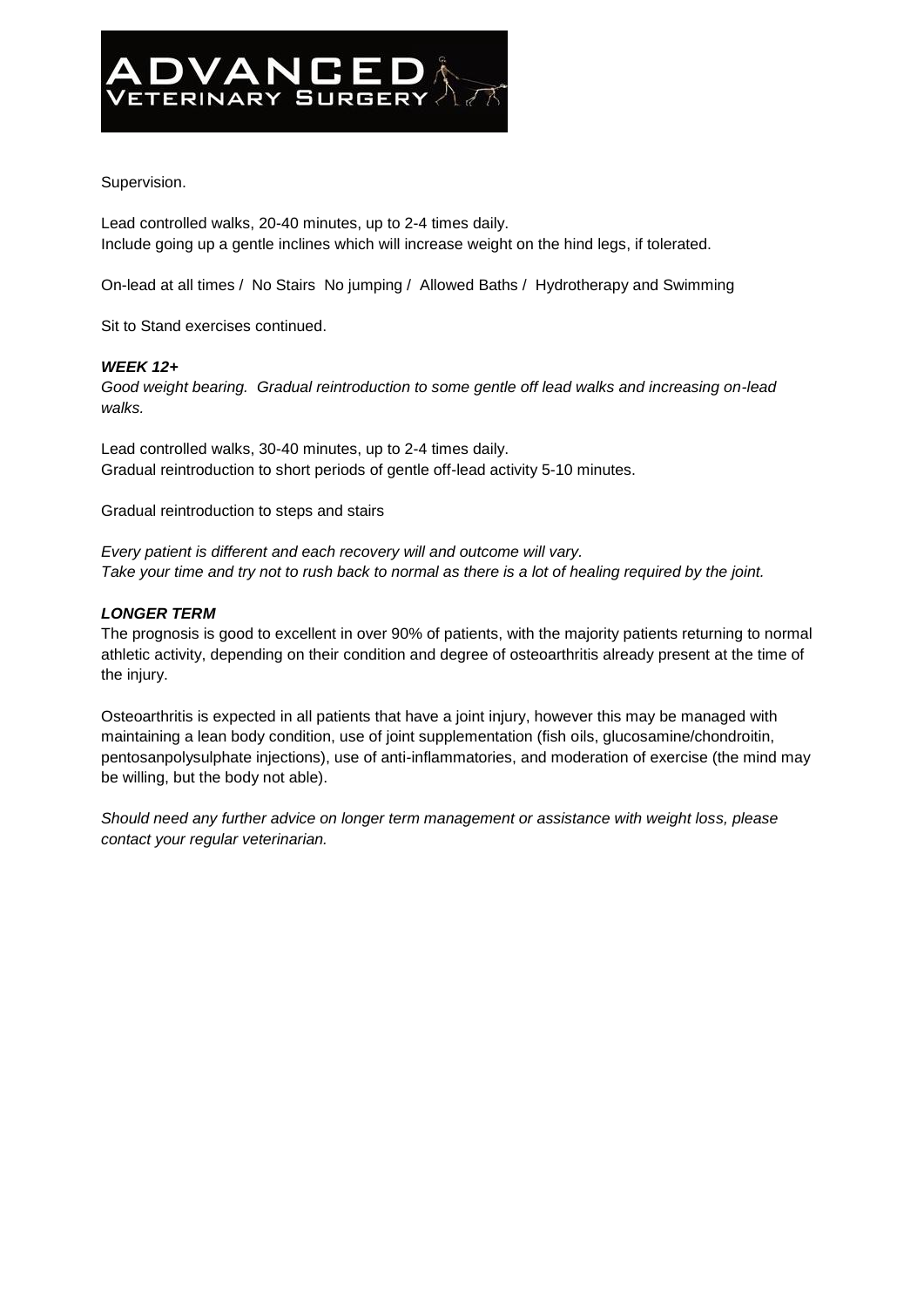Supervision.

Lead controlled walks, 20-40 minutes, up to 2-4 times daily.
Include going up a gentle inclines which will increase weight on the hind legs, if tolerated.

On-lead at all times / No Stairs No jumping / Allowed Baths / Hydrotherapy and Swimming

Sit to Stand exercises continued.

***WEEK 12+***
*Good weight bearing. Gradual reintroduction to some gentle off lead walks and increasing on-lead walks.*

Lead controlled walks, 30-40 minutes, up to 2-4 times daily.
Gradual reintroduction to short periods of gentle off-lead activity 5-10 minutes.

Gradual reintroduction to steps and stairs

*Every patient is different and each recovery will and outcome will vary.*
*Take your time and try not to rush back to normal as there is a lot of healing required by the joint.*

***LONGER TERM***
The prognosis is good to excellent in over 90% of patients, with the majority patients returning to normal athletic activity, depending on their condition and degree of osteoarthritis already present at the time of the injury.

Osteoarthritis is expected in all patients that have a joint injury, however this may be managed with maintaining a lean body condition, use of joint supplementation (fish oils, glucosamine/chondroitin, pentosanpolysulphate injections), use of anti-inflammatories, and moderation of exercise (the mind may be willing, but the body not able).

*Should need any further advice on longer term management or assistance with weight loss, please contact your regular veterinarian.*